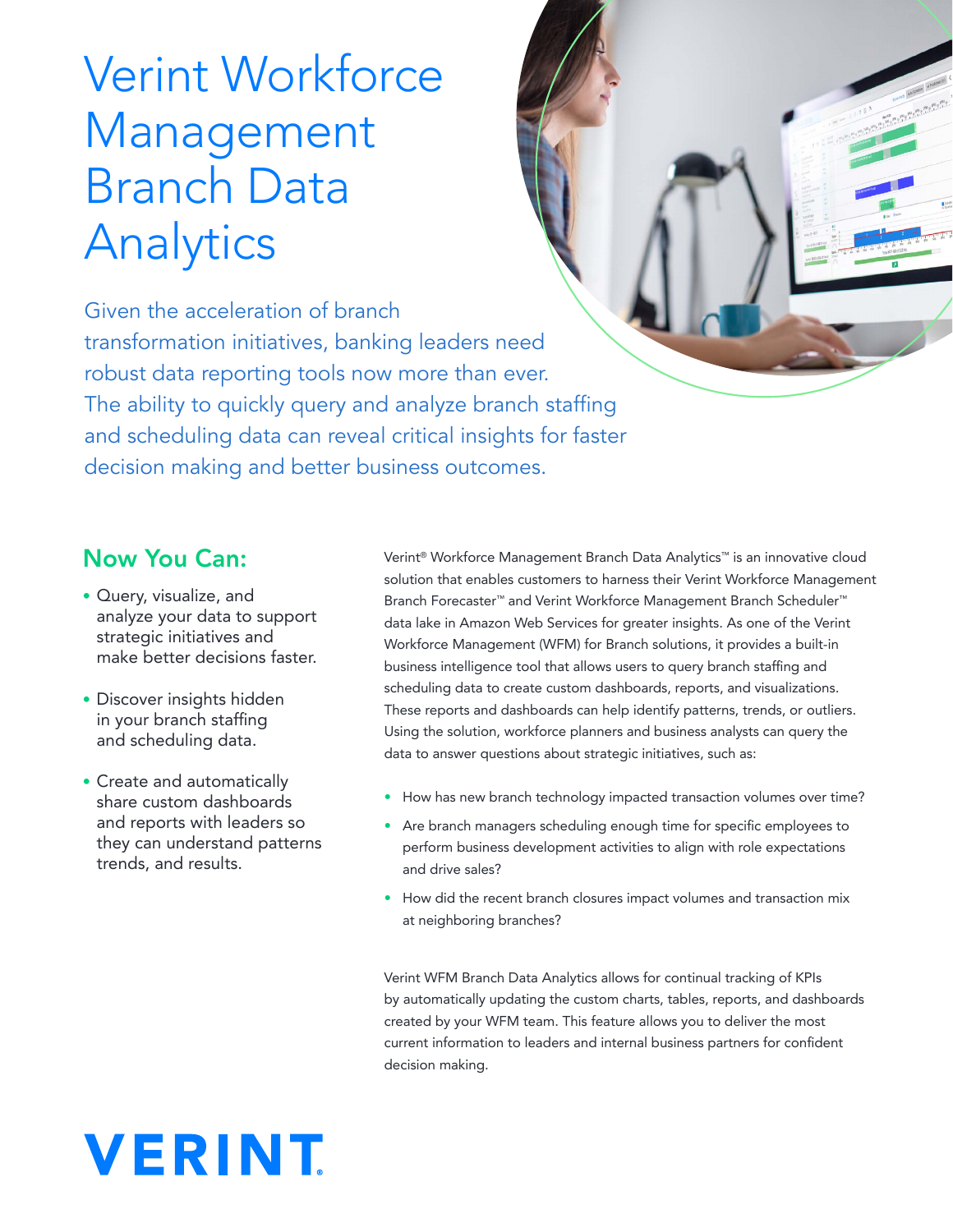# Verint Workforce Management Branch Data Analytics

Given the acceleration of branch transformation initiatives, banking leaders need robust data reporting tools now more than ever. The ability to quickly query and analyze branch staffing and scheduling data can reveal critical insights for faster decision making and better business outcomes.

## Now You Can:

- Query, visualize, and analyze your data to support strategic initiatives and make better decisions faster.
- Discover insights hidden in your branch staffing and scheduling data.
- Create and automatically share custom dashboards and reports with leaders so they can understand patterns trends, and results.

Verint® Workforce Management Branch Data Analytics™ is an innovative cloud solution that enables customers to harness their Verint Workforce Management Branch Forecaster™ and Verint Workforce Management Branch Scheduler™ data lake in Amazon Web Services for greater insights. As one of the Verint Workforce Management (WFM) for Branch solutions, it provides a built-in business intelligence tool that allows users to query branch staffing and scheduling data to create custom dashboards, reports, and visualizations. These reports and dashboards can help identify patterns, trends, or outliers. Using the solution, workforce planners and business analysts can query the data to answer questions about strategic initiatives, such as:

- How has new branch technology impacted transaction volumes over time?
- Are branch managers scheduling enough time for specific employees to perform business development activities to align with role expectations and drive sales?
- How did the recent branch closures impact volumes and transaction mix at neighboring branches?

Verint WFM Branch Data Analytics allows for continual tracking of KPIs by automatically updating the custom charts, tables, reports, and dashboards created by your WFM team. This feature allows you to deliver the most current information to leaders and internal business partners for confident decision making.

VERINT.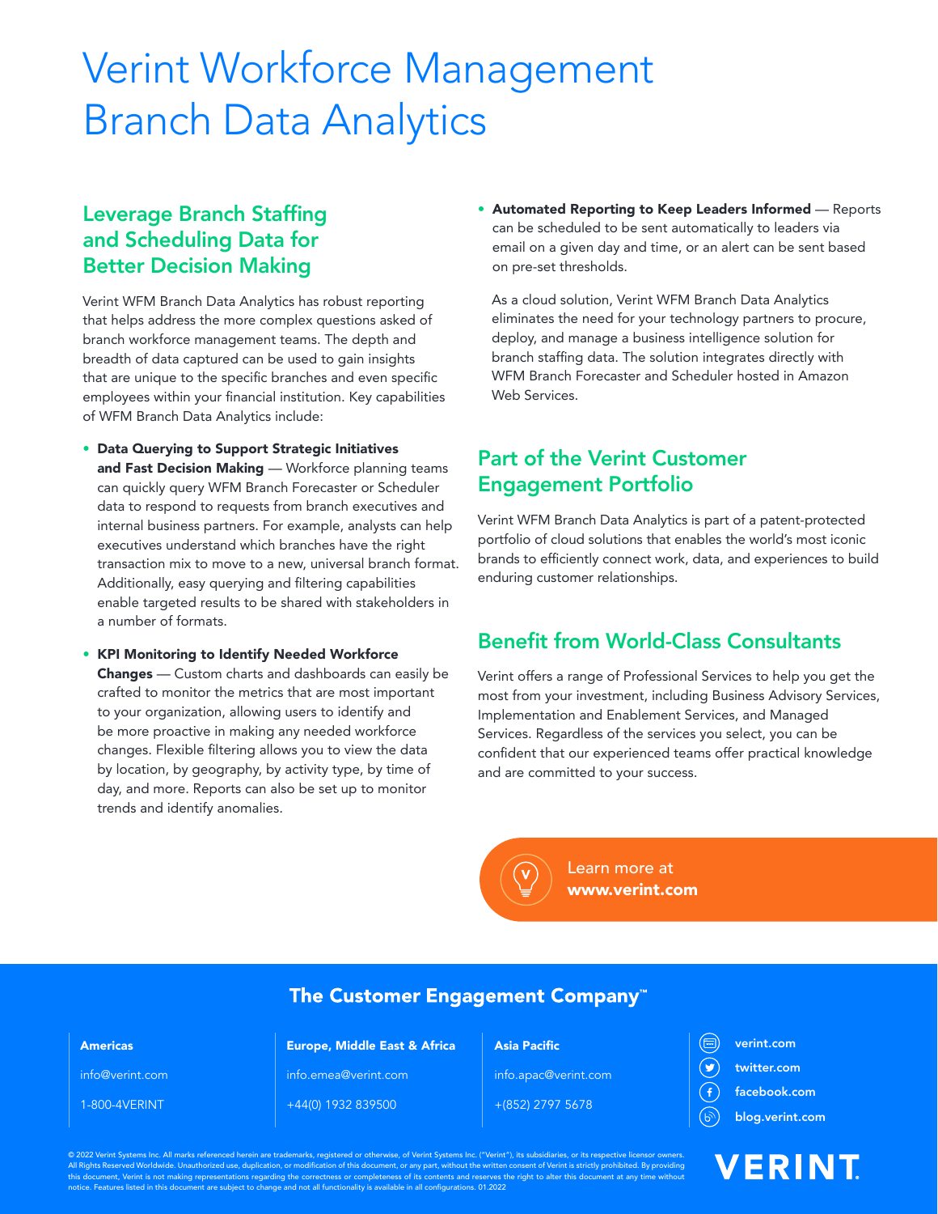# Verint Workforce Management Branch Data Analytics

## Leverage Branch Staffing and Scheduling Data for Better Decision Making

Verint WFM Branch Data Analytics has robust reporting that helps address the more complex questions asked of branch workforce management teams. The depth and breadth of data captured can be used to gain insights that are unique to the specific branches and even specific employees within your financial institution. Key capabilities of WFM Branch Data Analytics include:

- **Data Querying to Support Strategic Initiatives and Fast Decision Making** — Workforce planning teams can quickly query WFM Branch Forecaster or Scheduler data to respond to requests from branch executives and internal business partners. For example, analysts can help executives understand which branches have the right transaction mix to move to a new, universal branch format. Additionally, easy querying and filtering capabilities enable targeted results to be shared with stakeholders in a number of formats.
- **KPI Monitoring to Identify Needed Workforce Changes** — Custom charts and dashboards can easily be crafted to monitor the metrics that are most important to your organization, allowing users to identify and be more proactive in making any needed workforce changes. Flexible filtering allows you to view the data by location, by geography, by activity type, by time of day, and more. Reports can also be set up to monitor trends and identify anomalies.
- **Automated Reporting to Keep Leaders Informed** — Reports can be scheduled to be sent automatically to leaders via email on a given day and time, or an alert can be sent based on pre-set thresholds.

As a cloud solution, Verint WFM Branch Data Analytics eliminates the need for your technology partners to procure, deploy, and manage a business intelligence solution for branch staffing data. The solution integrates directly with WFM Branch Forecaster and Scheduler hosted in Amazon Web Services.

## Part of the Verint Customer Engagement Portfolio

Verint WFM Branch Data Analytics is part of a patent-protected portfolio of cloud solutions that enables the world's most iconic brands to efficiently connect work, data, and experiences to build enduring customer relationships.

## Benefit from World-Class Consultants

Verint offers a range of Professional Services to help you get the most from your investment, including Business Advisory Services, Implementation and Enablement Services, and Managed Services. Regardless of the services you select, you can be confident that our experienced teams offer practical knowledge and are committed to your success.

Learn more at **www.verint.com**

## The Customer Engagement Company™

**Americas**
info@verint.com
1-800-4VERINT

**Europe, Middle East & Africa**
info.emea@verint.com
+44(0) 1932 839500

**Asia Pacific**
info.apac@verint.com
+(852) 2797 5678

verint.com
twitter.com
facebook.com
blog.verint.com

© 2022 Verint Systems Inc. All marks referenced herein are trademarks, registered or otherwise, of Verint Systems Inc. ("Verint"), its subsidiaries, or its respective licensor owners. All Rights Reserved Worldwide. Unauthorized use, duplication, or modification of this document, or any part, without the written consent of Verint is strictly prohibited. By providing this document, Verint is not making representations regarding the correctness or completeness of its contents and reserves the right to alter this document at any time without notice. Features listed in this document are subject to change and not all functionality is available in all configurations. 01.2022

VERINT